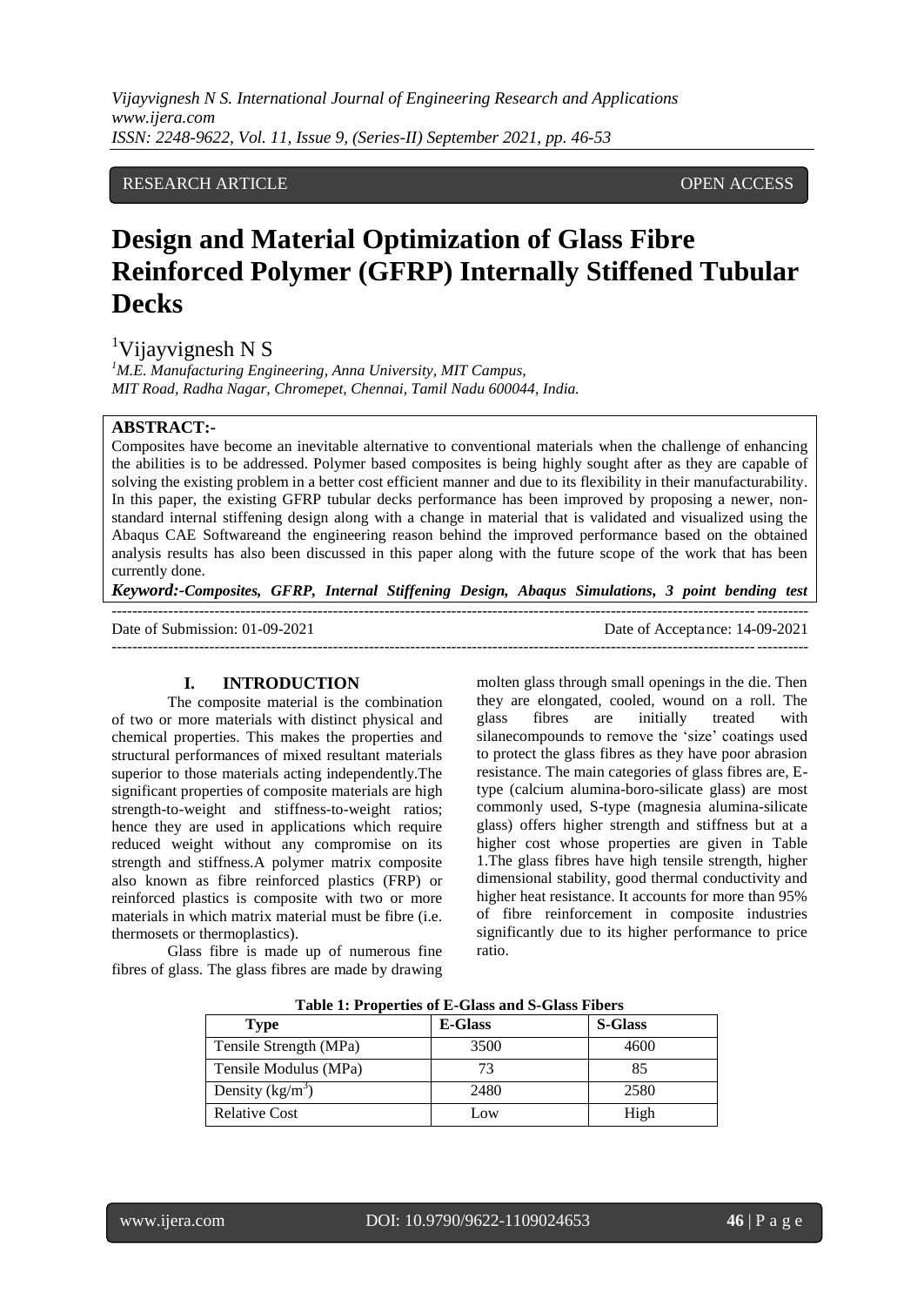RESEARCH ARTICLE | OPEN ACCESS

# Design and Material Optimization of Glass Fibre Reinforced Polymer (GFRP) Internally Stiffened Tubular Decks

[1]Vijayvignesh N S

*[1]M.E. Manufacturing Engineering, Anna University, MIT Campus, MIT Road, Radha Nagar, Chromepet, Chennai, Tamil Nadu 600044, India.*

**ABSTRACT:-**

Composites have become an inevitable alternative to conventional materials when the challenge of enhancing the abilities is to be addressed. Polymer based composites is being highly sought after as they are capable of solving the existing problem in a better cost efficient manner and due to its flexibility in their manufacturability. In this paper, the existing GFRP tubular decks performance has been improved by proposing a newer, non-standard internal stiffening design along with a change in material that is validated and visualized using the Abaqus CAE Softwareand the engineering reason behind the improved performance based on the obtained analysis results has also been discussed in this paper along with the future scope of the work that has been currently done.

***Keyword:-Composites, GFRP, Internal Stiffening Design, Abaqus Simulations, 3 point bending test***

Date of Submission: 01-09-2021 | Date of Acceptance: 14-09-2021

## I. INTRODUCTION

The composite material is the combination of two or more materials with distinct physical and chemical properties. This makes the properties and structural performances of mixed resultant materials superior to those materials acting independently.The significant properties of composite materials are high strength-to-weight and stiffness-to-weight ratios; hence they are used in applications which require reduced weight without any compromise on its strength and stiffness.A polymer matrix composite also known as fibre reinforced plastics (FRP) or reinforced plastics is composite with two or more materials in which matrix material must be fibre (i.e. thermosets or thermoplastics).

Glass fibre is made up of numerous fine fibres of glass. The glass fibres are made by drawing molten glass through small openings in the die. Then they are elongated, cooled, wound on a roll. The glass fibres are initially treated with silanecompounds to remove the 'size' coatings used to protect the glass fibres as they have poor abrasion resistance. The main categories of glass fibres are, E-type (calcium alumina-boro-silicate glass) are most commonly used, S-type (magnesia alumina-silicate glass) offers higher strength and stiffness but at a higher cost whose properties are given in Table 1.The glass fibres have high tensile strength, higher dimensional stability, good thermal conductivity and higher heat resistance. It accounts for more than 95% of fibre reinforcement in composite industries significantly due to its higher performance to price ratio.

**Table 1: Properties of E-Glass and S-Glass Fibers**

| Type | E-Glass | S-Glass |
|---|---|---|
| Tensile Strength (MPa) | 3500 | 4600 |
| Tensile Modulus (MPa) | 73 | 85 |
| Density ($kg/m^3$) | 2480 | 2580 |
| Relative Cost | Low | High |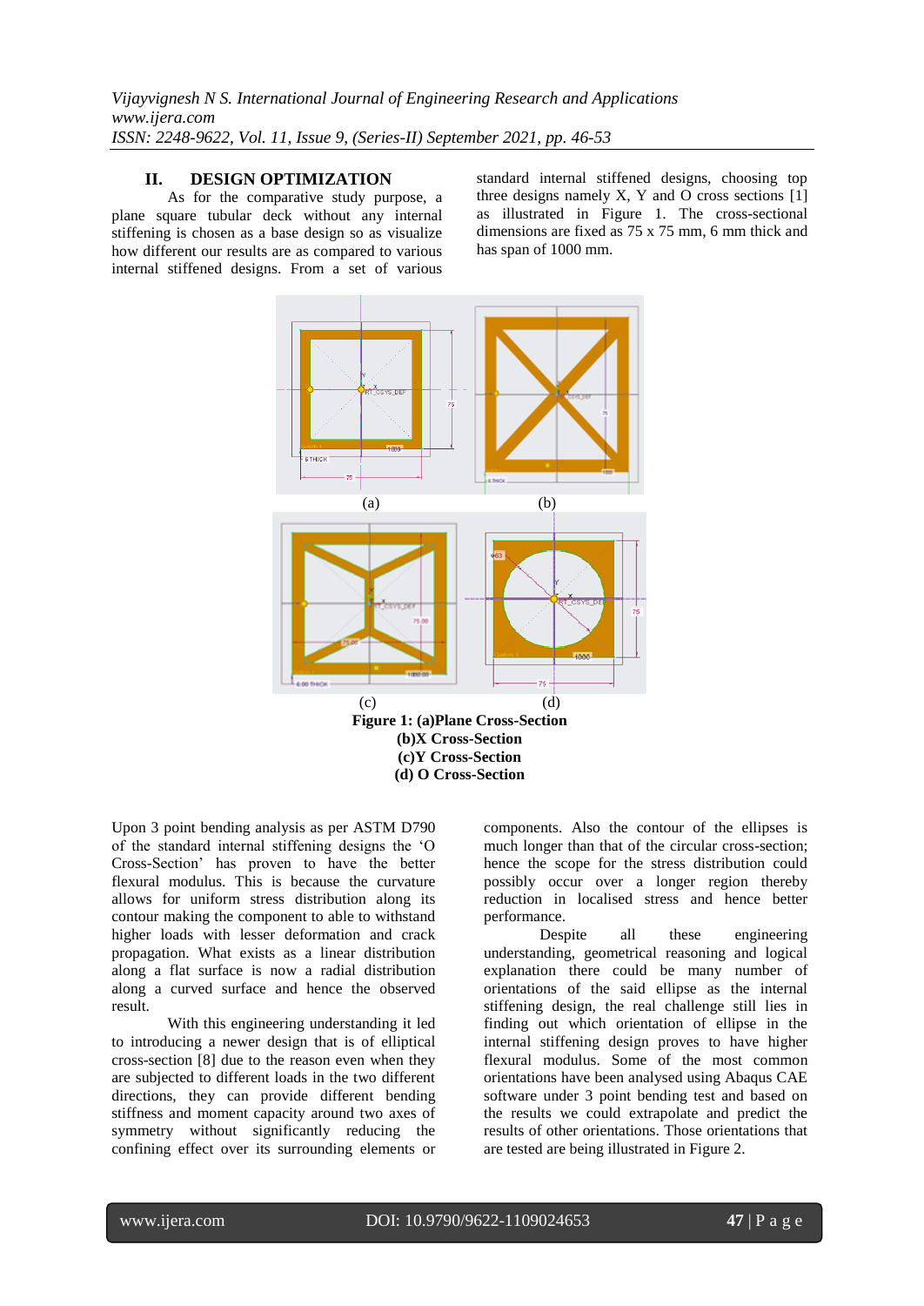## II. DESIGN OPTIMIZATION

As for the comparative study purpose, a plane square tubular deck without any internal stiffening is chosen as a base design so as visualize how different our results are as compared to various internal stiffened designs. From a set of various standard internal stiffened designs, choosing top three designs namely X, Y and O cross sections [1] as illustrated in Figure 1. The cross-sectional dimensions are fixed as 75 x 75 mm, 6 mm thick and has span of 1000 mm.

(a) (b)

(c) (d)

**Figure 1: (a)Plane Cross-Section**
**(b)X Cross-Section**
**(c)Y Cross-Section**
**(d) O Cross-Section**

Upon 3 point bending analysis as per ASTM D790 of the standard internal stiffening designs the 'O Cross-Section' has proven to have the better flexural modulus. This is because the curvature allows for uniform stress distribution along its contour making the component to able to withstand higher loads with lesser deformation and crack propagation. What exists as a linear distribution along a flat surface is now a radial distribution along a curved surface and hence the observed result.

With this engineering understanding it led to introducing a newer design that is of elliptical cross-section [8] due to the reason even when they are subjected to different loads in the two different directions, they can provide different bending stiffness and moment capacity around two axes of symmetry without significantly reducing the confining effect over its surrounding elements or components. Also the contour of the ellipses is much longer than that of the circular cross-section; hence the scope for the stress distribution could possibly occur over a longer region thereby reduction in localised stress and hence better performance.

Despite all these engineering understanding, geometrical reasoning and logical explanation there could be many number of orientations of the said ellipse as the internal stiffening design, the real challenge still lies in finding out which orientation of ellipse in the internal stiffening design proves to have higher flexural modulus. Some of the most common orientations have been analysed using Abaqus CAE software under 3 point bending test and based on the results we could extrapolate and predict the results of other orientations. Those orientations that are tested are being illustrated in Figure 2.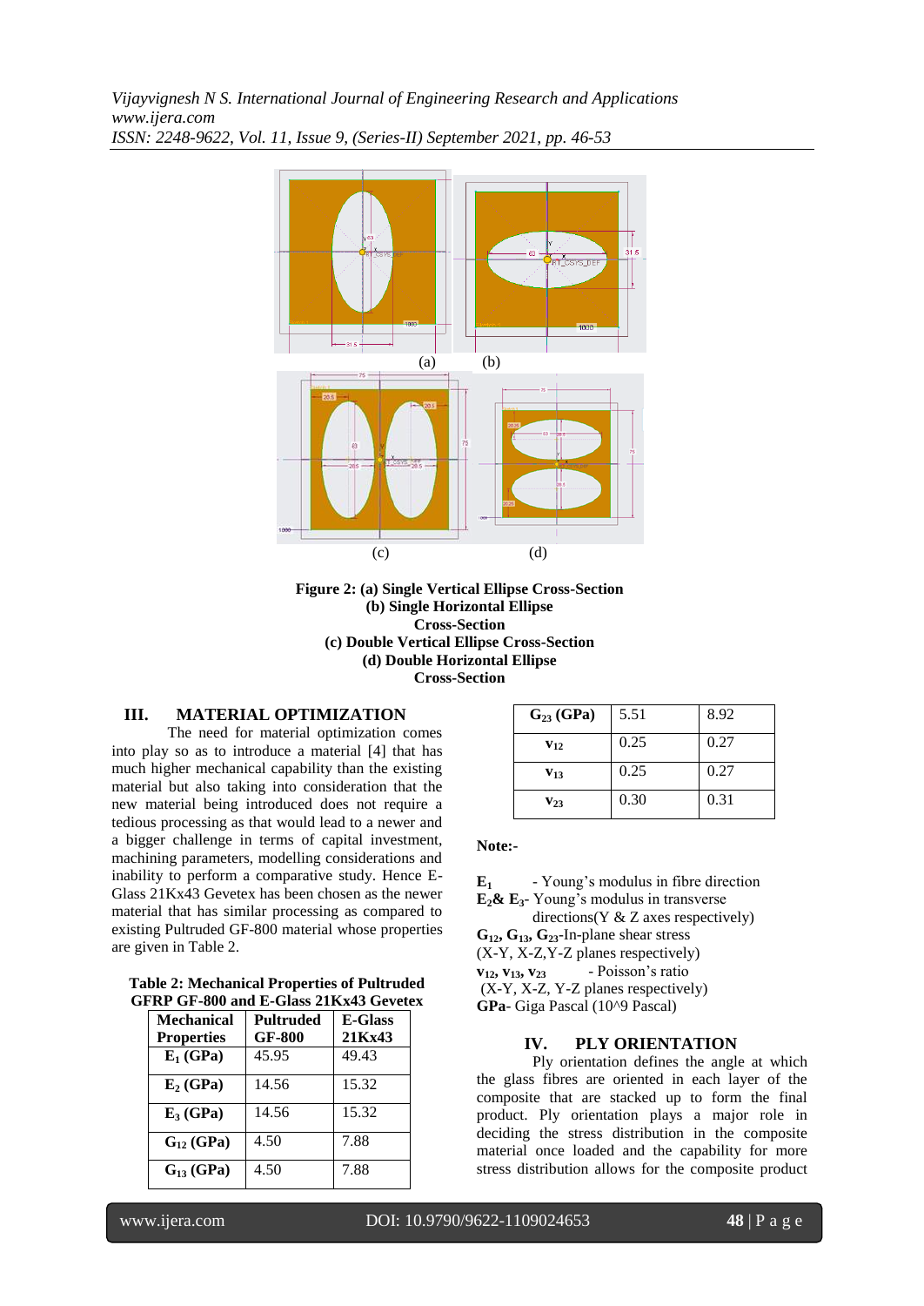(a) (b)

(c) (d)

**Figure 2: (a) Single Vertical Ellipse Cross-Section (b) Single Horizontal Ellipse Cross-Section (c) Double Vertical Ellipse Cross-Section (d) Double Horizontal Ellipse Cross-Section**

## III. MATERIAL OPTIMIZATION

The need for material optimization comes into play so as to introduce a material [4] that has much higher mechanical capability than the existing material but also taking into consideration that the new material being introduced does not require a tedious processing as that would lead to a newer and a bigger challenge in terms of capital investment, machining parameters, modelling considerations and inability to perform a comparative study. Hence E-Glass 21Kx43 Gevetex has been chosen as the newer material that has similar processing as compared to existing Pultruded GF-800 material whose properties are given in Table 2.

**Table 2: Mechanical Properties of Pultruded GFRP GF-800 and E-Glass 21Kx43 Gevetex**

| Mechanical Properties | Pultruded GF-800 | E-Glass 21Kx43 |
|---|---|---|
| $E_1$ (GPa) | 45.95 | 49.43 |
| $E_2$ (GPa) | 14.56 | 15.32 |
| $E_3$ (GPa) | 14.56 | 15.32 |
| $G_{12}$ (GPa) | 4.50 | 7.88 |
| $G_{13}$ (GPa) | 4.50 | 7.88 |
| $G_{23}$ (GPa) | 5.51 | 8.92 |
| $v_{12}$ | 0.25 | 0.27 |
| $v_{13}$ | 0.25 | 0.27 |
| $v_{23}$ | 0.30 | 0.31 |

**Note:-**

$E_1$ - Young's modulus in fibre direction
$E_2$& $E_3$- Young's modulus in transverse directions(Y & Z axes respectively)
$G_{12}$, $G_{13}$, $G_{23}$-In-plane shear stress (X-Y, X-Z,Y-Z planes respectively)
$v_{12}$, $v_{13}$, $v_{23}$ - Poisson's ratio (X-Y, X-Z, Y-Z planes respectively)
**GPa**- Giga Pascal (10^9 Pascal)

## IV. PLY ORIENTATION

Ply orientation defines the angle at which the glass fibres are oriented in each layer of the composite that are stacked up to form the final product. Ply orientation plays a major role in deciding the stress distribution in the composite material once loaded and the capability for more stress distribution allows for the composite product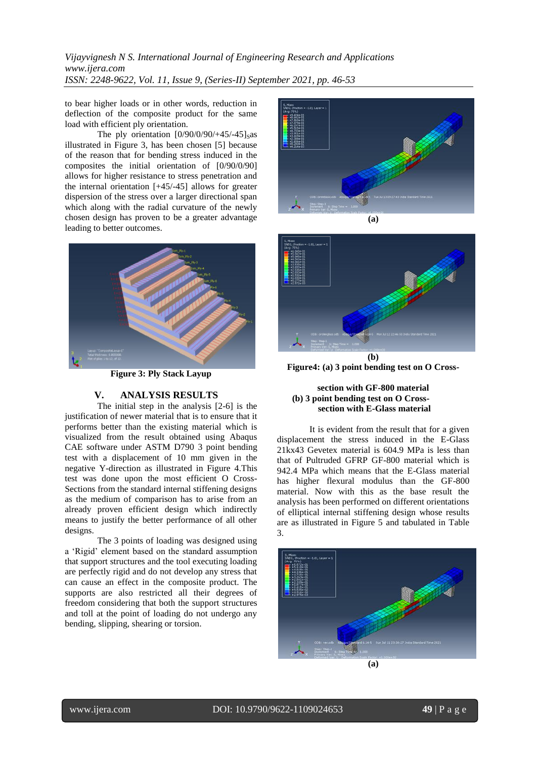to bear higher loads or in other words, reduction in deflection of the composite product for the same load with efficient ply orientation.

The ply orientation $[0/90/0/90/+45/-45]_S$ as illustrated in Figure 3, has been chosen [5] because of the reason that for bending stress induced in the composites the initial orientation of [0/90/0/90] allows for higher resistance to stress penetration and the internal orientation [+45/-45] allows for greater dispersion of the stress over a larger directional span which along with the radial curvature of the newly chosen design has proven to be a greater advantage leading to better outcomes.

**Figure 3: Ply Stack Layup**

## V. ANALYSIS RESULTS

The initial step in the analysis [2-6] is the justification of newer material that is to ensure that it performs better than the existing material which is visualized from the result obtained using Abaqus CAE software under ASTM D790 3 point bending test with a displacement of 10 mm given in the negative Y-direction as illustrated in Figure 4.This test was done upon the most efficient O Cross-Sections from the standard internal stiffening designs as the medium of comparison has to arise from an already proven efficient design which indirectly means to justify the better performance of all other designs.

The 3 points of loading was designed using a 'Rigid' element based on the standard assumption that support structures and the tool executing loading are perfectly rigid and do not develop any stress that can cause an effect in the composite product. The supports are also restricted all their degrees of freedom considering that both the support structures and toll at the point of loading do not undergo any bending, slipping, shearing or torsion.

(a)

(b)

**Figure4: (a) 3 point bending test on O Cross-section with GF-800 material**
**(b) 3 point bending test on O Cross-section with E-Glass material**

It is evident from the result that for a given displacement the stress induced in the E-Glass 21kx43 Gevetex material is 604.9 MPa is less than that of Pultruded GFRP GF-800 material which is 942.4 MPa which means that the E-Glass material has higher flexural modulus than the GF-800 material. Now with this as the base result the analysis has been performed on different orientations of elliptical internal stiffening design whose results are as illustrated in Figure 5 and tabulated in Table 3.

(a)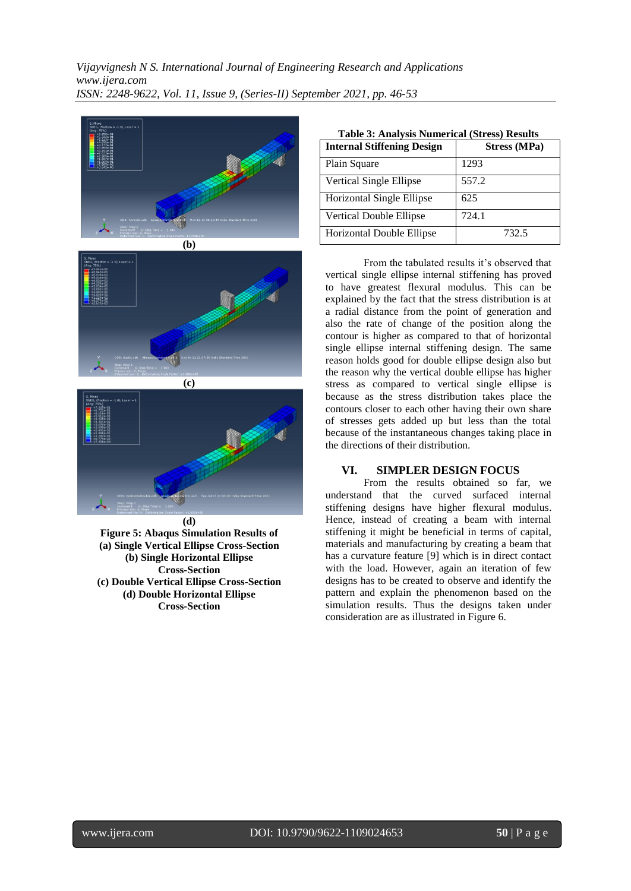(b)

(c)

(d)

**Figure 5: Abaqus Simulation Results of (a) Single Vertical Ellipse Cross-Section (b) Single Horizontal Ellipse Cross-Section (c) Double Vertical Ellipse Cross-Section (d) Double Horizontal Ellipse Cross-Section**

**Table 3: Analysis Numerical (Stress) Results**

| Internal Stiffening Design | Stress (MPa) |
|---|---|
| Plain Square | 1293 |
| Vertical Single Ellipse | 557.2 |
| Horizontal Single Ellipse | 625 |
| Vertical Double Ellipse | 724.1 |
| Horizontal Double Ellipse | 732.5 |

From the tabulated results it's observed that vertical single ellipse internal stiffening has proved to have greatest flexural modulus. This can be explained by the fact that the stress distribution is at a radial distance from the point of generation and also the rate of change of the position along the contour is higher as compared to that of horizontal single ellipse internal stiffening design. The same reason holds good for double ellipse design also but the reason why the vertical double ellipse has higher stress as compared to vertical single ellipse is because as the stress distribution takes place the contours closer to each other having their own share of stresses gets added up but less than the total because of the instantaneous changes taking place in the directions of their distribution.

## VI. SIMPLER DESIGN FOCUS

From the results obtained so far, we understand that the curved surfaced internal stiffening designs have higher flexural modulus. Hence, instead of creating a beam with internal stiffening it might be beneficial in terms of capital, materials and manufacturing by creating a beam that has a curvature feature [9] which is in direct contact with the load. However, again an iteration of few designs has to be created to observe and identify the pattern and explain the phenomenon based on the simulation results. Thus the designs taken under consideration are as illustrated in Figure 6.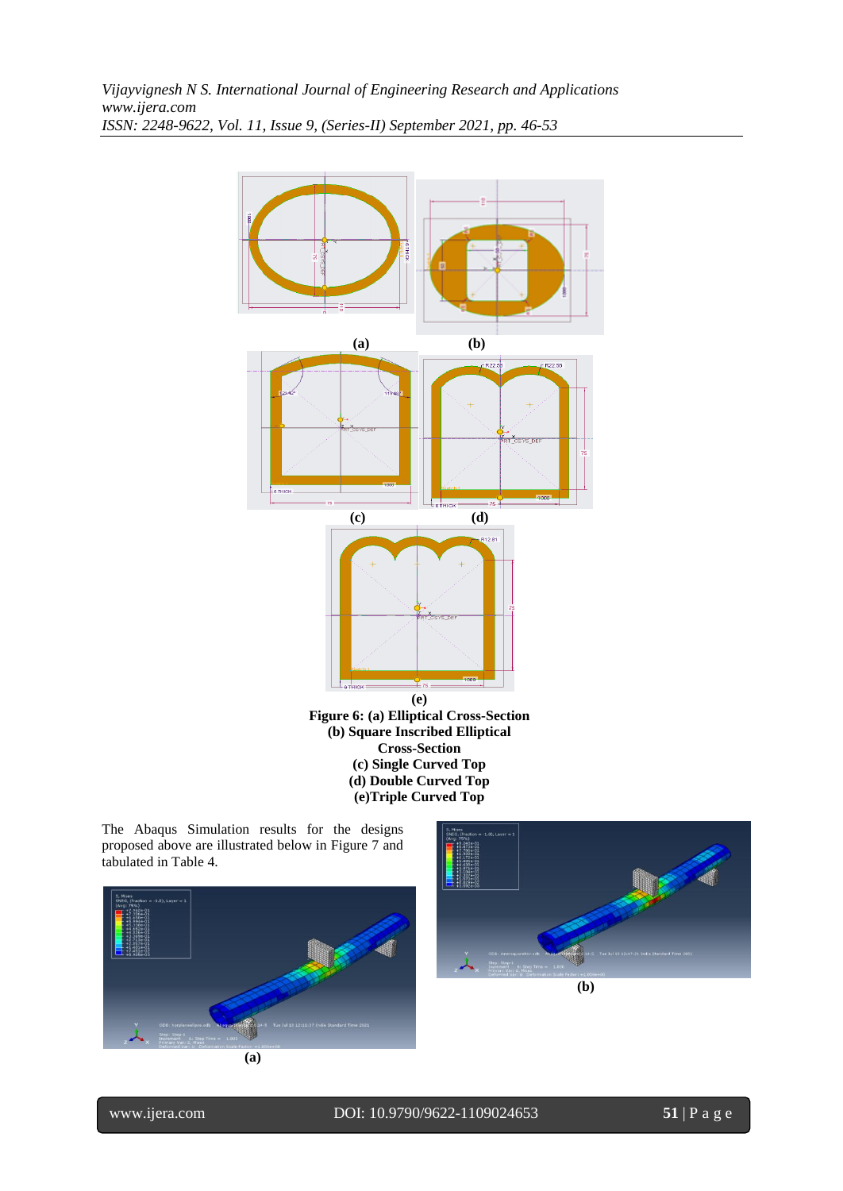(a) (b)

(c) (d)

(e)

**Figure 6: (a) Elliptical Cross-Section**
**(b) Square Inscribed Elliptical Cross-Section**
**(c) Single Curved Top**
**(d) Double Curved Top**
**(e)Triple Curved Top**

The Abaqus Simulation results for the designs proposed above are illustrated below in Figure 7 and tabulated in Table 4.

(a)

(b)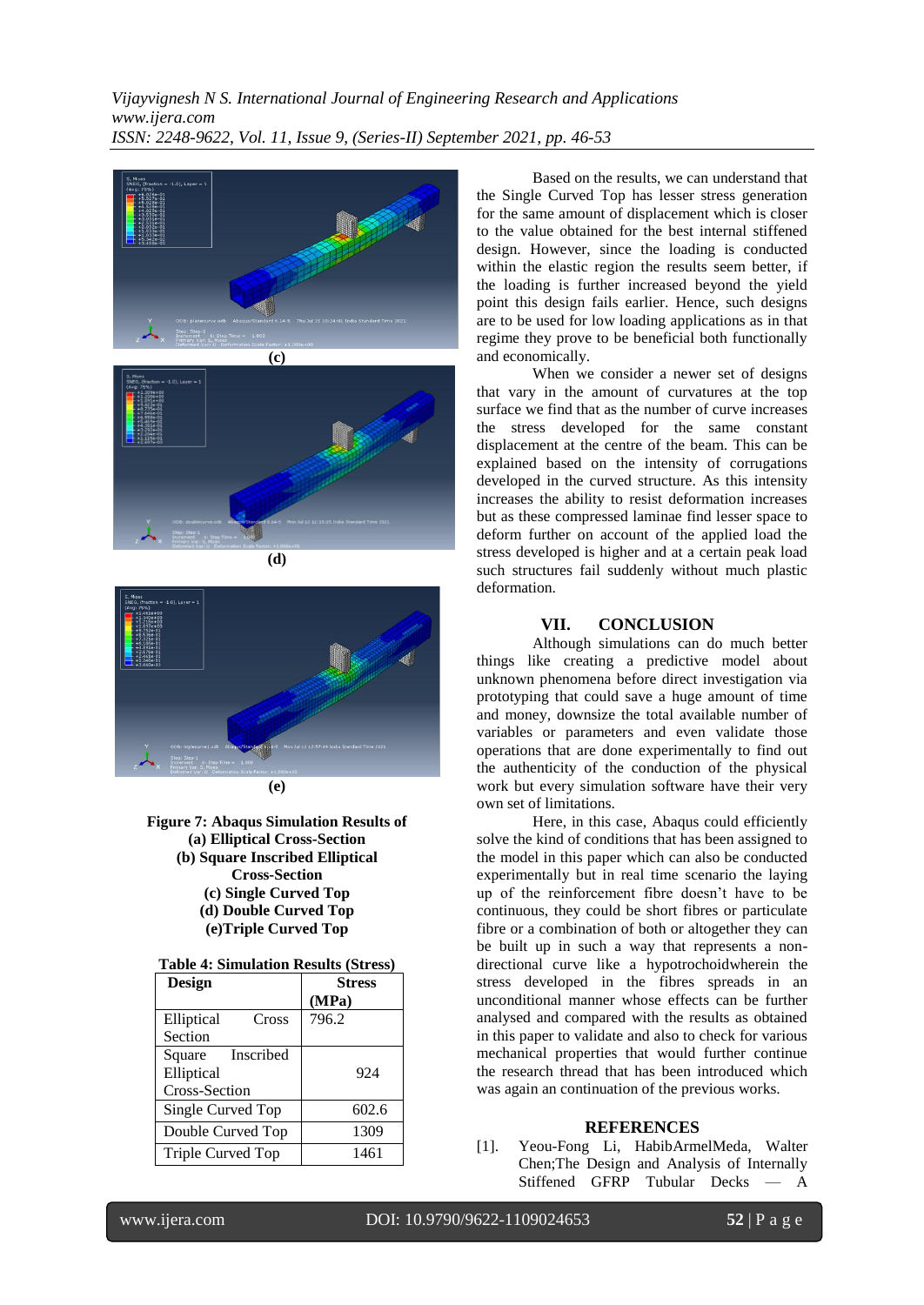(c)

(d)

(e)

**Figure 7: Abaqus Simulation Results of**
**(a) Elliptical Cross-Section**
**(b) Square Inscribed Elliptical Cross-Section**
**(c) Single Curved Top**
**(d) Double Curved Top**
**(e)Triple Curved Top**

**Table 4: Simulation Results (Stress)**

| Design | Stress (MPa) |
|---|---|
| Elliptical Cross Section | 796.2 |
| Square Incribed Elliptical Cross-Section | 924 |
| Single Curved Top | 602.6 |
| Double Curved Top | 1309 |
| Triple Curved Top | 1461 |

Based on the results, we can understand that the Single Curved Top has lesser stress generation for the same amount of displacement which is closer to the value obtained for the best internal stiffened design. However, since the loading is conducted within the elastic region the results seem better, if the loading is further increased beyond the yield point this design fails earlier. Hence, such designs are to be used for low loading applications as in that regime they prove to be beneficial both functionally and economically.

When we consider a newer set of designs that vary in the amount of curvatures at the top surface we find that as the number of curve increases the stress developed for the same constant displacement at the centre of the beam. This can be explained based on the intensity of corrugations developed in the curved structure. As this intensity increases the ability to resist deformation increases but as these compressed laminae find lesser space to deform further on account of the applied load the stress developed is higher and at a certain peak load such structures fail suddenly without much plastic deformation.

## VII. CONCLUSION

Although simulations can do much better things like creating a predictive model about unknown phenomena before direct investigation via prototyping that could save a huge amount of time and money, downsize the total available number of variables or parameters and even validate those operations that are done experimentally to find out the authenticity of the conduction of the physical work but every simulation software have their very own set of limitations.

Here, in this case, Abaqus could efficiently solve the kind of conditions that has been assigned to the model in this paper which can also be conducted experimentally but in real time scenario the laying up of the reinforcement fibre doesn't have to be continuous, they could be short fibres or particulate fibre or a combination of both or altogether they can be built up in such a way that represents a non-directional curve like a hypotrochoidwherein the stress developed in the fibres spreads in an unconditional manner whose effects can be further analysed and compared with the results as obtained in this paper to validate and also to check for various mechanical properties that would further continue the research thread that has been introduced which was again an continuation of the previous works.

## REFERENCES

[1]. Yeou-Fong Li, HabibArmelMeda, Walter Chen;The Design and Analysis of Internally Stiffened GFRP Tubular Decks — A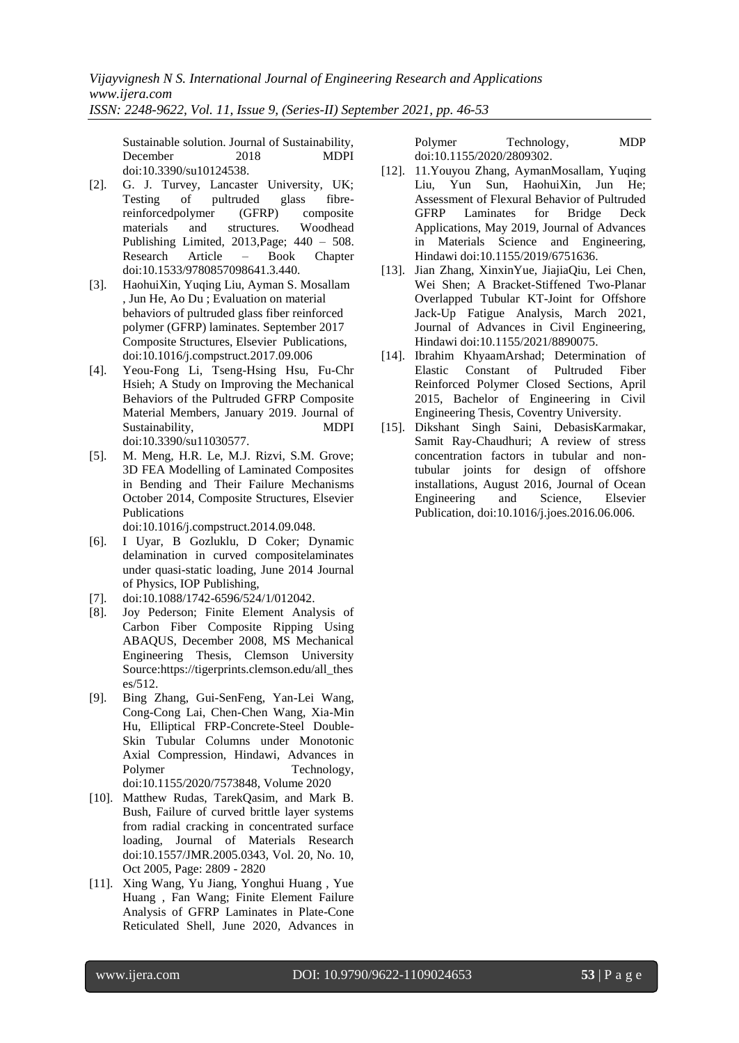Sustainable solution. Journal of Sustainability, December 2018 MDPI doi:10.3390/su10124538.

[2]. G. J. Turvey, Lancaster University, UK; Testing of pultruded glass fibre-reinforcedpolymer (GFRP) composite materials and structures. Woodhead Publishing Limited, 2013,Page; 440 – 508. Research Article – Book Chapter doi:10.1533/9780857098641.3.440.

[3]. HaohuiXin, Yuqing Liu, Ayman S. Mosallam , Jun He, Ao Du ; Evaluation on material behaviors of pultruded glass fiber reinforced polymer (GFRP) laminates. September 2017 Composite Structures, Elsevier Publications, doi:10.1016/j.compstruct.2017.09.006

[4]. Yeou-Fong Li, Tseng-Hsing Hsu, Fu-Chr Hsieh; A Study on Improving the Mechanical Behaviors of the Pultruded GFRP Composite Material Members, January 2019. Journal of Sustainability, MDPI doi:10.3390/su11030577.

[5]. M. Meng, H.R. Le, M.J. Rizvi, S.M. Grove; 3D FEA Modelling of Laminated Composites in Bending and Their Failure Mechanisms October 2014, Composite Structures, Elsevier Publications doi:10.1016/j.compstruct.2014.09.048.

[6]. I Uyar, B Gozluklu, D Coker; Dynamic delamination in curved compositelaminates under quasi-static loading, June 2014 Journal of Physics, IOP Publishing,

[7]. doi:10.1088/1742-6596/524/1/012042.

[8]. Joy Pederson; Finite Element Analysis of Carbon Fiber Composite Ripping Using ABAQUS, December 2008, MS Mechanical Engineering Thesis, Clemson University Source:https://tigerprints.clemson.edu/all_theses/512.

[9]. Bing Zhang, Gui-SenFeng, Yan-Lei Wang, Cong-Cong Lai, Chen-Chen Wang, Xia-Min Hu, Elliptical FRP-Concrete-Steel Double-Skin Tubular Columns under Monotonic Axial Compression, Hindawi, Advances in Polymer Technology, doi:10.1155/2020/7573848, Volume 2020

[10]. Matthew Rudas, TarekQasim, and Mark B. Bush, Failure of curved brittle layer systems from radial cracking in concentrated surface loading, Journal of Materials Research doi:10.1557/JMR.2005.0343, Vol. 20, No. 10, Oct 2005, Page: 2809 - 2820

[11]. Xing Wang, Yu Jiang, Yonghui Huang , Yue Huang , Fan Wang; Finite Element Failure Analysis of GFRP Laminates in Plate-Cone Reticulated Shell, June 2020, Advances in Polymer Technology, MDP doi:10.1155/2020/2809302.

[12]. 11.Youyou Zhang, AymanMosallam, Yuqing Liu, Yun Sun, HaohuiXin, Jun He; Assessment of Flexural Behavior of Pultruded GFRP Laminates for Bridge Deck Applications, May 2019, Journal of Advances in Materials Science and Engineering, Hindawi doi:10.1155/2019/6751636.

[13]. Jian Zhang, XinxinYue, JiajiaQiu, Lei Chen, Wei Shen; A Bracket-Stiffened Two-Planar Overlapped Tubular KT-Joint for Offshore Jack-Up Fatigue Analysis, March 2021, Journal of Advances in Civil Engineering, Hindawi doi:10.1155/2021/8890075.

[14]. Ibrahim KhyaamArshad; Determination of Elastic Constant of Pultruded Fiber Reinforced Polymer Closed Sections, April 2015, Bachelor of Engineering in Civil Engineering Thesis, Coventry University.

[15]. Dikshant Singh Saini, DebasisKarmakar, Samit Ray-Chaudhuri; A review of stress concentration factors in tubular and non-tubular joints for design of offshore installations, August 2016, Journal of Ocean Engineering and Science, Elsevier Publication, doi:10.1016/j.joes.2016.06.006.